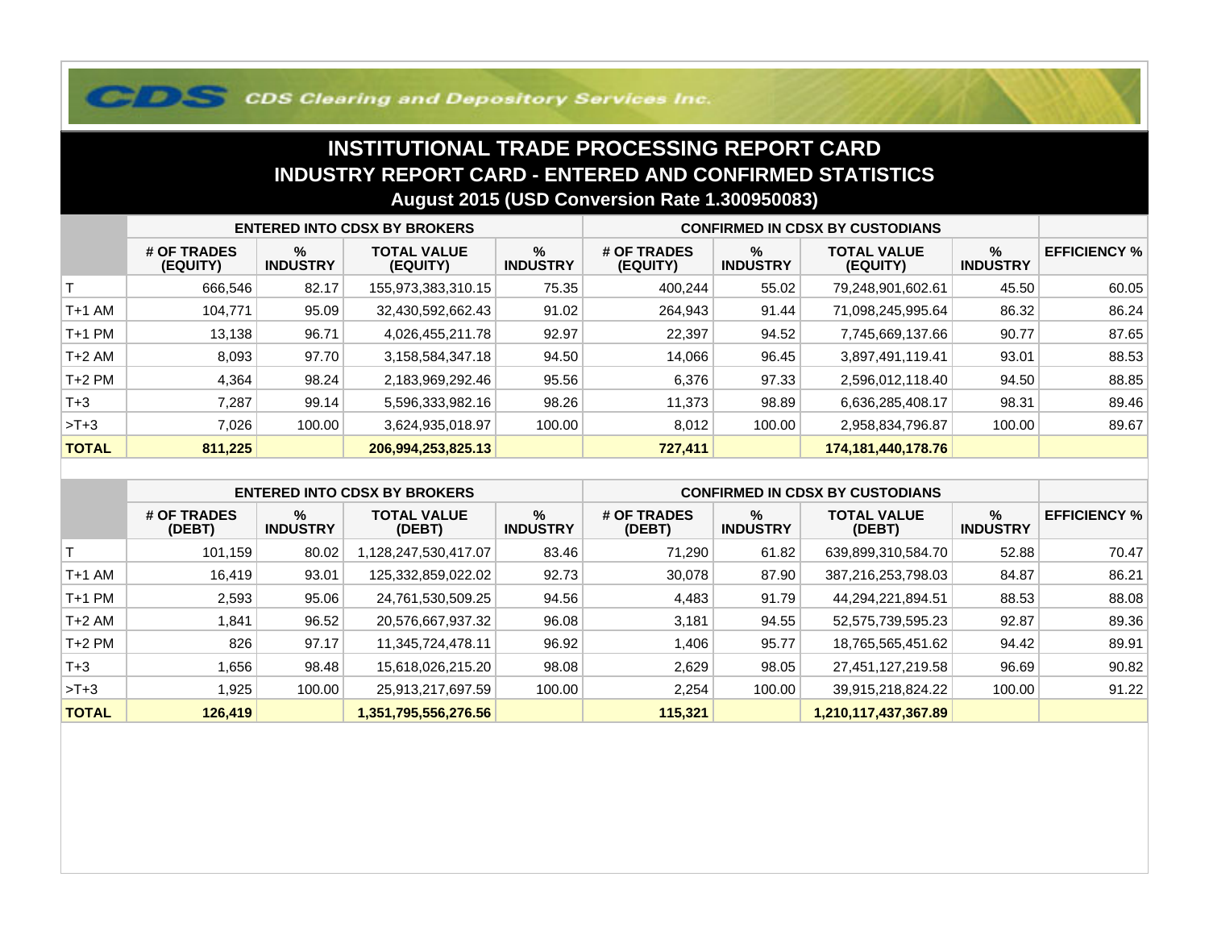CDS Clearing and Depository Services Inc.

# INSTITUTIONAL TRADE PROCESSING REPORT CARD

## INDUSTRY REPORT CARD - ENTERED AND CONFIRMED STATISTICS

### August 2015 (USD Conversion Rate 1.300950083)

| | ENTERED INTO CDSX BY BROKERS | | | | CONFIRMED IN CDSX BY CUSTODIANS | | | | |
|---|---|---|---|---|---|---|---|---|---|
| | # OF TRADES (EQUITY) | % INDUSTRY | TOTAL VALUE (EQUITY) | % INDUSTRY | # OF TRADES (EQUITY) | % INDUSTRY | TOTAL VALUE (EQUITY) | % INDUSTRY | EFFICIENCY % |
| T | 666,546 | 82.17 | 155,973,383,310.15 | 75.35 | 400,244 | 55.02 | 79,248,901,602.61 | 45.50 | 60.05 |
| T+1 AM | 104,771 | 95.09 | 32,430,592,662.43 | 91.02 | 264,943 | 91.44 | 71,098,245,995.64 | 86.32 | 86.24 |
| T+1 PM | 13,138 | 96.71 | 4,026,455,211.78 | 92.97 | 22,397 | 94.52 | 7,745,669,137.66 | 90.77 | 87.65 |
| T+2 AM | 8,093 | 97.70 | 3,158,584,347.18 | 94.50 | 14,066 | 96.45 | 3,897,491,119.41 | 93.01 | 88.53 |
| T+2 PM | 4,364 | 98.24 | 2,183,969,292.46 | 95.56 | 6,376 | 97.33 | 2,596,012,118.40 | 94.50 | 88.85 |
| T+3 | 7,287 | 99.14 | 5,596,333,982.16 | 98.26 | 11,373 | 98.89 | 6,636,285,408.17 | 98.31 | 89.46 |
| >T+3 | 7,026 | 100.00 | 3,624,935,018.97 | 100.00 | 8,012 | 100.00 | 2,958,834,796.87 | 100.00 | 89.67 |
| **TOTAL** | **811,225** | | **206,994,253,825.13** | | **727,411** | | **174,181,440,178.76** | | |

| | ENTERED INTO CDSX BY BROKERS | | | | CONFIRMED IN CDSX BY CUSTODIANS | | | | |
|---|---|---|---|---|---|---|---|---|---|
| | # OF TRADES (DEBT) | % INDUSTRY | TOTAL VALUE (DEBT) | % INDUSTRY | # OF TRADES (DEBT) | % INDUSTRY | TOTAL VALUE (DEBT) | % INDUSTRY | EFFICIENCY % |
| T | 101,159 | 80.02 | 1,128,247,530,417.07 | 83.46 | 71,290 | 61.82 | 639,899,310,584.70 | 52.88 | 70.47 |
| T+1 AM | 16,419 | 93.01 | 125,332,859,022.02 | 92.73 | 30,078 | 87.90 | 387,216,253,798.03 | 84.87 | 86.21 |
| T+1 PM | 2,593 | 95.06 | 24,761,530,509.25 | 94.56 | 4,483 | 91.79 | 44,294,221,894.51 | 88.53 | 88.08 |
| T+2 AM | 1,841 | 96.52 | 20,576,667,937.32 | 96.08 | 3,181 | 94.55 | 52,575,739,595.23 | 92.87 | 89.36 |
| T+2 PM | 826 | 97.17 | 11,345,724,478.11 | 96.92 | 1,406 | 95.77 | 18,765,565,451.62 | 94.42 | 89.91 |
| T+3 | 1,656 | 98.48 | 15,618,026,215.20 | 98.08 | 2,629 | 98.05 | 27,451,127,219.58 | 96.69 | 90.82 |
| >T+3 | 1,925 | 100.00 | 25,913,217,697.59 | 100.00 | 2,254 | 100.00 | 39,915,218,824.22 | 100.00 | 91.22 |
| **TOTAL** | **126,419** | | **1,351,795,556,276.56** | | **115,321** | | **1,210,117,437,367.89** | | |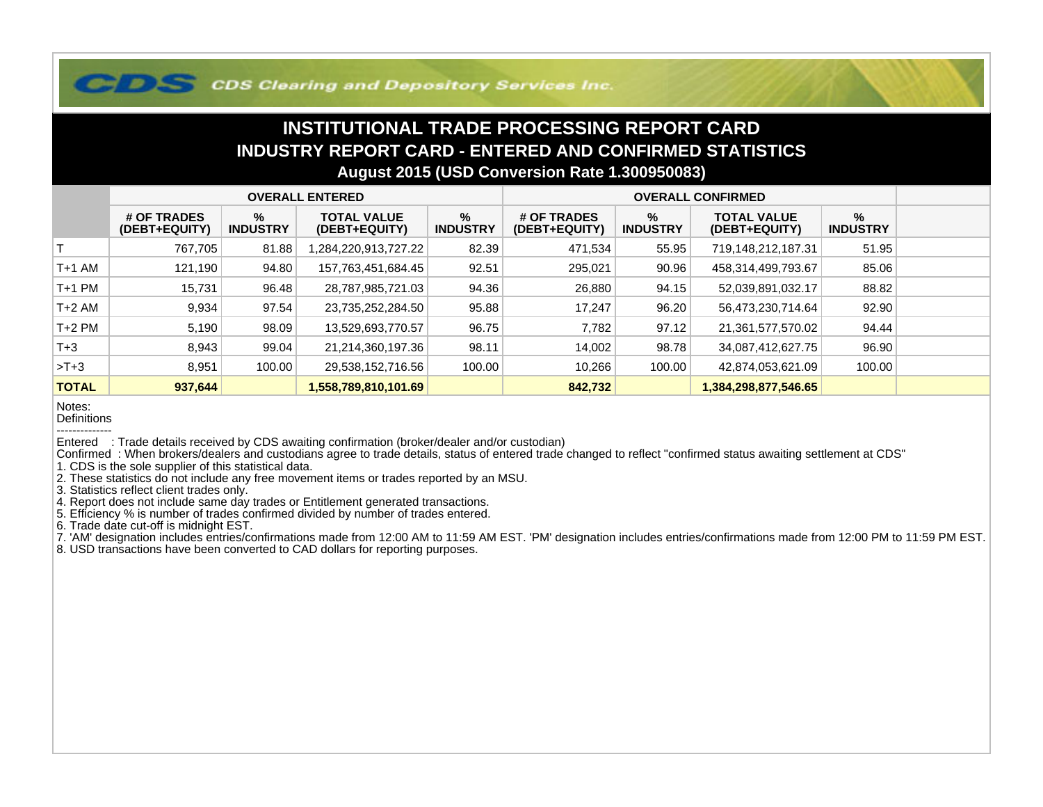CDS Clearing and Depository Services Inc.

# INSTITUTIONAL TRADE PROCESSING REPORT CARD

## INDUSTRY REPORT CARD - ENTERED AND CONFIRMED STATISTICS

### August 2015 (USD Conversion Rate 1.300950083)

| | OVERALL ENTERED | | | | OVERALL CONFIRMED | | | | |
|---|---|---|---|---|---|---|---|---|---|
| | # OF TRADES (DEBT+EQUITY) | % INDUSTRY | TOTAL VALUE (DEBT+EQUITY) | % INDUSTRY | # OF TRADES (DEBT+EQUITY) | % INDUSTRY | TOTAL VALUE (DEBT+EQUITY) | % INDUSTRY | |
| T | 767,705 | 81.88 | 1,284,220,913,727.22 | 82.39 | 471,534 | 55.95 | 719,148,212,187.31 | 51.95 | |
| T+1 AM | 121,190 | 94.80 | 157,763,451,684.45 | 92.51 | 295,021 | 90.96 | 458,314,499,793.67 | 85.06 | |
| T+1 PM | 15,731 | 96.48 | 28,787,985,721.03 | 94.36 | 26,880 | 94.15 | 52,039,891,032.17 | 88.82 | |
| T+2 AM | 9,934 | 97.54 | 23,735,252,284.50 | 95.88 | 17,247 | 96.20 | 56,473,230,714.64 | 92.90 | |
| T+2 PM | 5,190 | 98.09 | 13,529,693,770.57 | 96.75 | 7,782 | 97.12 | 21,361,577,570.02 | 94.44 | |
| T+3 | 8,943 | 99.04 | 21,214,360,197.36 | 98.11 | 14,002 | 98.78 | 34,087,412,627.75 | 96.90 | |
| >T+3 | 8,951 | 100.00 | 29,538,152,716.56 | 100.00 | 10,266 | 100.00 | 42,874,053,621.09 | 100.00 | |
| **TOTAL** | **937,644** | | **1,558,789,810,101.69** | | **842,732** | | **1,384,298,877,546.65** | | |

Notes:
Definitions
--------------
Entered : Trade details received by CDS awaiting confirmation (broker/dealer and/or custodian)
Confirmed : When brokers/dealers and custodians agree to trade details, status of entered trade changed to reflect "confirmed status awaiting settlement at CDS"

1. CDS is the sole supplier of this statistical data.
2. These statistics do not include any free movement items or trades reported by an MSU.
3. Statistics reflect client trades only.
4. Report does not include same day trades or Entitlement generated transactions.
5. Efficiency % is number of trades confirmed divided by number of trades entered.
6. Trade date cut-off is midnight EST.
7. 'AM' designation includes entries/confirmations made from 12:00 AM to 11:59 AM EST. 'PM' designation includes entries/confirmations made from 12:00 PM to 11:59 PM EST.
8. USD transactions have been converted to CAD dollars for reporting purposes.